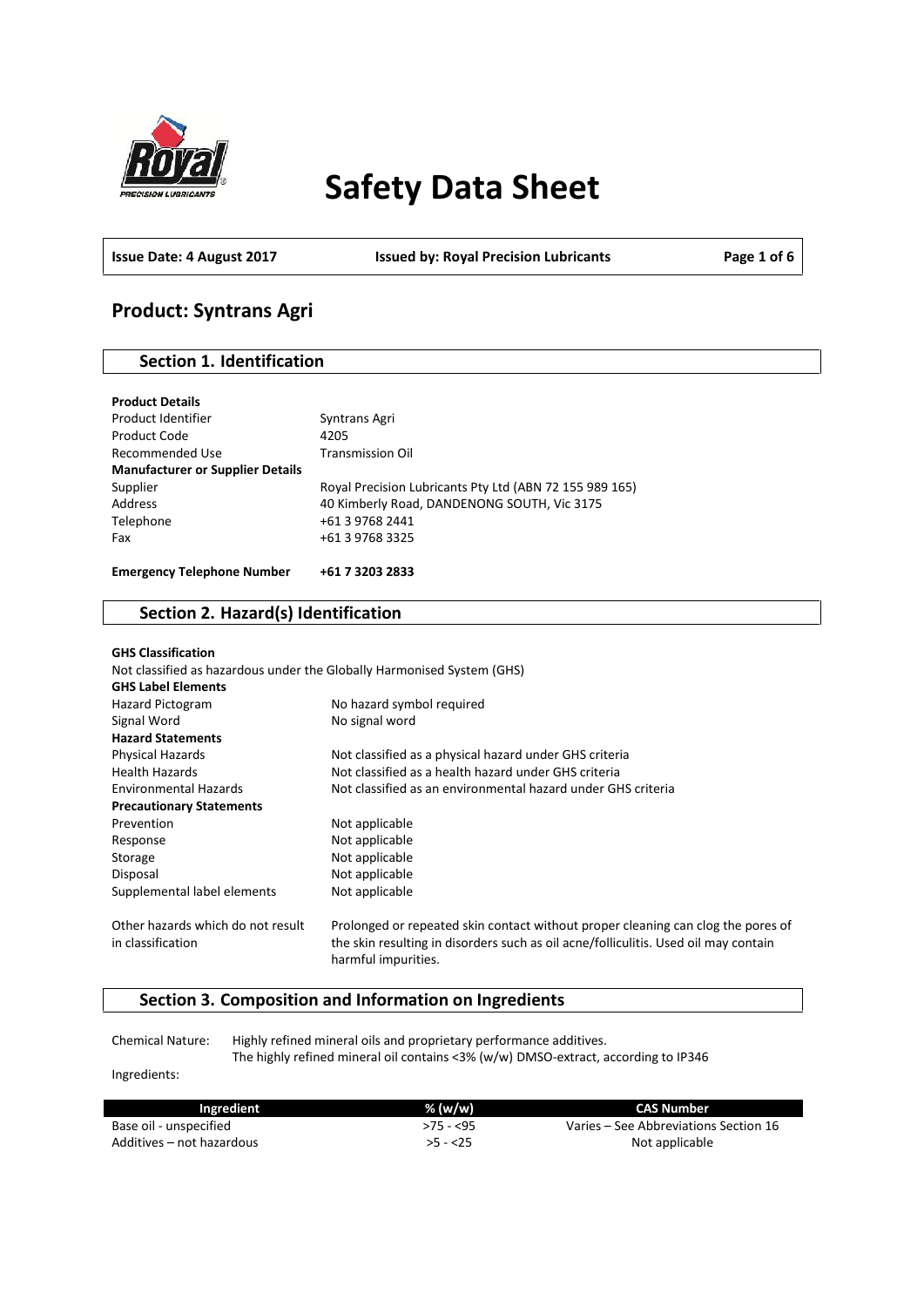# Safety Data Sheet

**Issue Date: 4 August 2017** | **Issued by: Royal Precision Lubricants**

## Product: Syntrans Agri

### Section 1. Identification

**Product Details**

| | |
|---|---|
| Product Identifier | Syntrans Agri |
| Product Code | 4205 |
| Recommended Use | Transmission Oil |
| **Manufacturer or Supplier Details** | |
| Supplier | Royal Precision Lubricants Pty Ltd (ABN 72 155 989 165) |
| Address | 40 Kimberly Road, DANDENONG SOUTH, Vic 3175 |
| Telephone | +61 3 9768 2441 |
| Fax | +61 3 9768 3325 |

**Emergency Telephone Number** **+61 7 3203 2833**

### Section 2. Hazard(s) Identification

**GHS Classification**

Not classified as hazardous under the Globally Harmonised System (GHS)

| | |
|---|---|
| **GHS Label Elements** | |
| Hazard Pictogram | No hazard symbol required |
| Signal Word | No signal word |
| **Hazard Statements** | |
| Physical Hazards | Not classified as a physical hazard under GHS criteria |
| Health Hazards | Not classified as a health hazard under GHS criteria |
| Environmental Hazards | Not classified as an environmental hazard under GHS criteria |
| **Precautionary Statements** | |
| Prevention | Not applicable |
| Response | Not applicable |
| Storage | Not applicable |
| Disposal | Not applicable |
| Supplemental label elements | Not applicable |
| Other hazards which do not result in classification | Prolonged or repeated skin contact without proper cleaning can clog the pores of the skin resulting in disorders such as oil acne/folliculitis. Used oil may contain harmful impurities. |

### Section 3. Composition and Information on Ingredients

Chemical Nature: Highly refined mineral oils and proprietary performance additives.
The highly refined mineral oil contains <3% (w/w) DMSO-extract, according to IP346

Ingredients:

| Ingredient | % (w/w) | CAS Number |
|---|---|---|
| Base oil - unspecified | >75 - <95 | Varies – See Abbreviations Section 16 |
| Additives – not hazardous | >5 - <25 | Not applicable |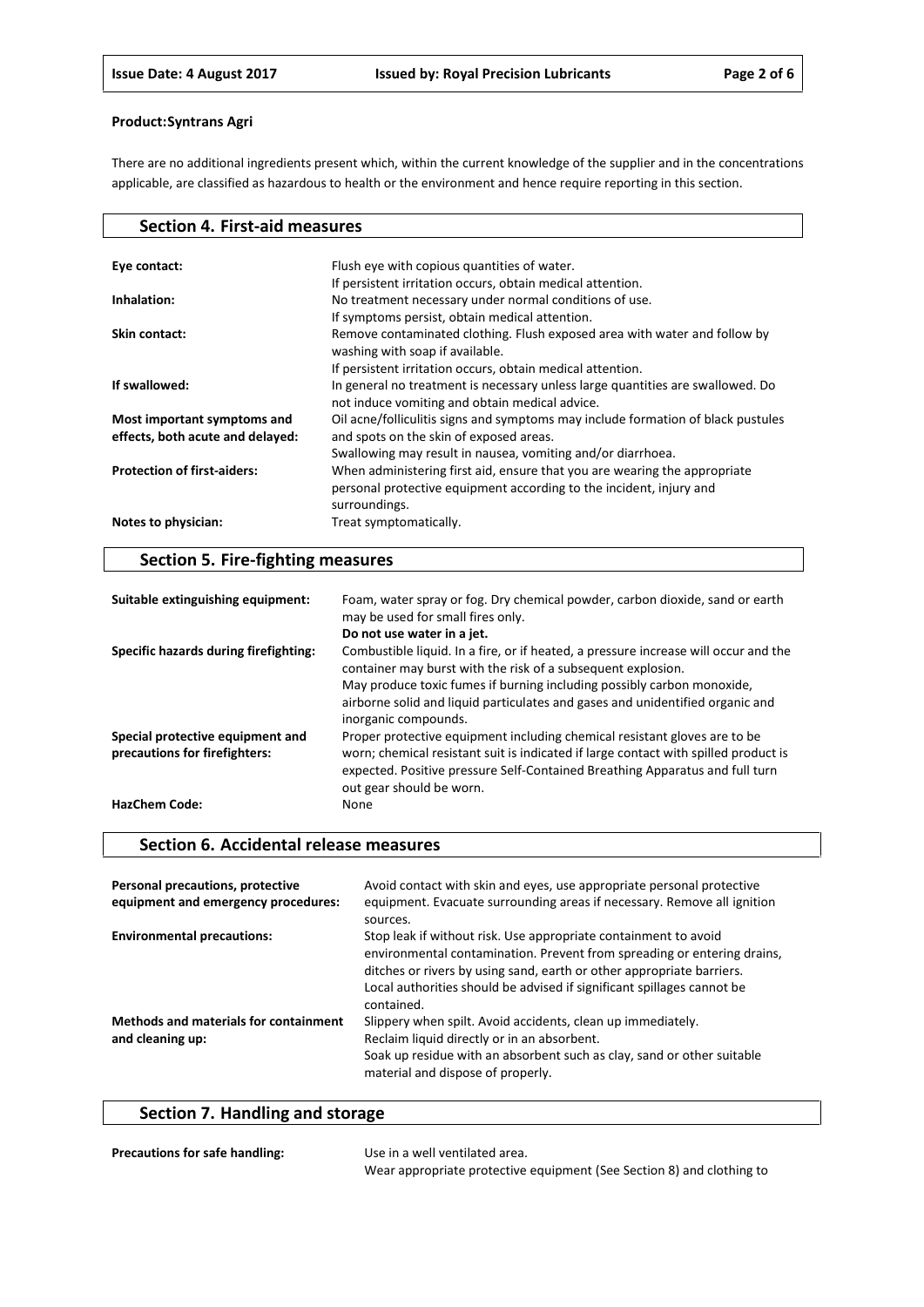**Product:Syntrans Agri**

There are no additional ingredients present which, within the current knowledge of the supplier and in the concentrations applicable, are classified as hazardous to health or the environment and hence require reporting in this section.

## Section 4. First-aid measures

| | |
|---|---|
| **Eye contact:** | Flush eye with copious quantities of water. If persistent irritation occurs, obtain medical attention. |
| **Inhalation:** | No treatment necessary under normal conditions of use. If symptoms persist, obtain medical attention. |
| **Skin contact:** | Remove contaminated clothing. Flush exposed area with water and follow by washing with soap if available. If persistent irritation occurs, obtain medical attention. |
| **If swallowed:** | In general no treatment is necessary unless large quantities are swallowed. Do not induce vomiting and obtain medical advice. |
| **Most important symptoms and effects, both acute and delayed:** | Oil acne/folliculitis signs and symptoms may include formation of black pustules and spots on the skin of exposed areas. Swallowing may result in nausea, vomiting and/or diarrhoea. |
| **Protection of first-aiders:** | When administering first aid, ensure that you are wearing the appropriate personal protective equipment according to the incident, injury and surroundings. |
| **Notes to physician:** | Treat symptomatically. |

## Section 5. Fire-fighting measures

| | |
|---|---|
| **Suitable extinguishing equipment:** | Foam, water spray or fog. Dry chemical powder, carbon dioxide, sand or earth may be used for small fires only. **Do not use water in a jet.** |
| **Specific hazards during firefighting:** | Combustible liquid. In a fire, or if heated, a pressure increase will occur and the container may burst with the risk of a subsequent explosion. May produce toxic fumes if burning including possibly carbon monoxide, airborne solid and liquid particulates and gases and unidentified organic and inorganic compounds. |
| **Special protective equipment and precautions for firefighters:** | Proper protective equipment including chemical resistant gloves are to be worn; chemical resistant suit is indicated if large contact with spilled product is expected. Positive pressure Self-Contained Breathing Apparatus and full turn out gear should be worn. |
| **HazChem Code:** | None |

## Section 6. Accidental release measures

| | |
|---|---|
| **Personal precautions, protective equipment and emergency procedures:** | Avoid contact with skin and eyes, use appropriate personal protective equipment. Evacuate surrounding areas if necessary. Remove all ignition sources. |
| **Environmental precautions:** | Stop leak if without risk. Use appropriate containment to avoid environmental contamination. Prevent from spreading or entering drains, ditches or rivers by using sand, earth or other appropriate barriers. Local authorities should be advised if significant spillages cannot be contained. |
| **Methods and materials for containment and cleaning up:** | Slippery when spilt. Avoid accidents, clean up immediately. Reclaim liquid directly or in an absorbent. Soak up residue with an absorbent such as clay, sand or other suitable material and dispose of properly. |

## Section 7. Handling and storage

| | |
|---|---|
| **Precautions for safe handling:** | Use in a well ventilated area. Wear appropriate protective equipment (See Section 8) and clothing to |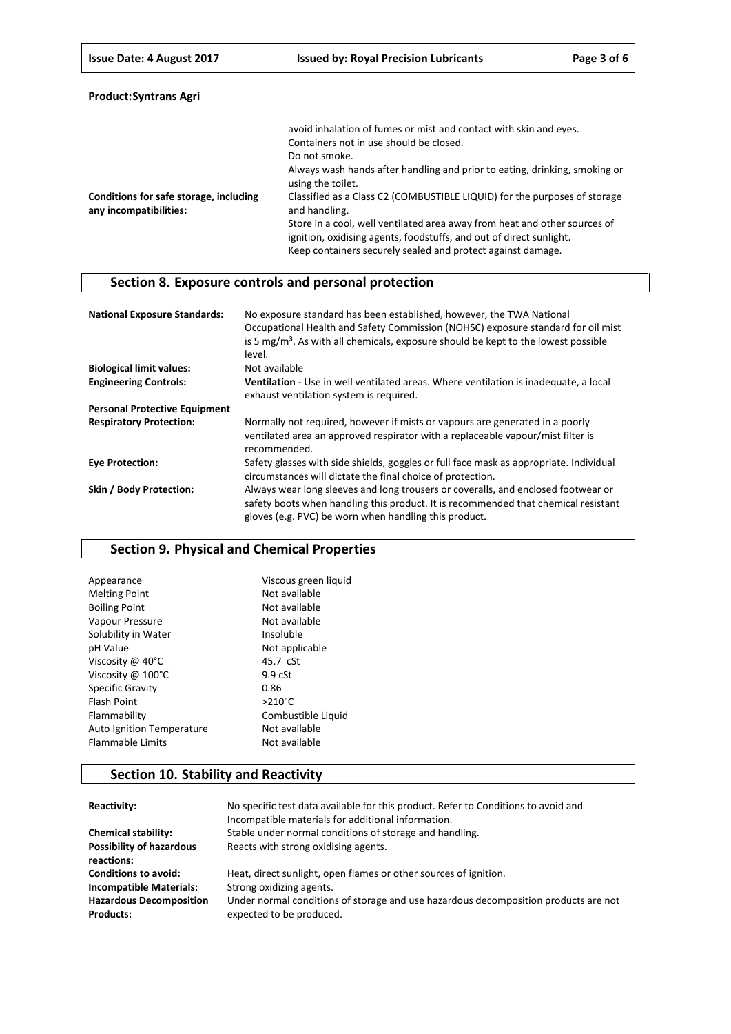**Product:Syntrans Agri**

| | |
|---|---|
| | avoid inhalation of fumes or mist and contact with skin and eyes. Containers not in use should be closed. Do not smoke. Always wash hands after handling and prior to eating, drinking, smoking or using the toilet. |
| **Conditions for safe storage, including any incompatibilities:** | Classified as a Class C2 (COMBUSTIBLE LIQUID) for the purposes of storage and handling. Store in a cool, well ventilated area away from heat and other sources of ignition, oxidising agents, foodstuffs, and out of direct sunlight. Keep containers securely sealed and protect against damage. |

## Section 8. Exposure controls and personal protection

| | |
|---|---|
| **National Exposure Standards:** | No exposure standard has been established, however, the TWA National Occupational Health and Safety Commission (NOHSC) exposure standard for oil mist is 5 mg/m³. As with all chemicals, exposure should be kept to the lowest possible level. |
| **Biological limit values:** | Not available |
| **Engineering Controls:** | **Ventilation** - Use in well ventilated areas. Where ventilation is inadequate, a local exhaust ventilation system is required. |
| **Personal Protective Equipment** | |
| **Respiratory Protection:** | Normally not required, however if mists or vapours are generated in a poorly ventilated area an approved respirator with a replaceable vapour/mist filter is recommended. |
| **Eye Protection:** | Safety glasses with side shields, goggles or full face mask as appropriate. Individual circumstances will dictate the final choice of protection. |
| **Skin / Body Protection:** | Always wear long sleeves and long trousers or coveralls, and enclosed footwear or safety boots when handling this product. It is recommended that chemical resistant gloves (e.g. PVC) be worn when handling this product. |

## Section 9. Physical and Chemical Properties

| | |
|---|---|
| Appearance | Viscous green liquid |
| Melting Point | Not available |
| Boiling Point | Not available |
| Vapour Pressure | Not available |
| Solubility in Water | Insoluble |
| pH Value | Not applicable |
| Viscosity @ 40°C | 45.7 cSt |
| Viscosity @ 100°C | 9.9 cSt |
| Specific Gravity | 0.86 |
| Flash Point | >210°C |
| Flammability | Combustible Liquid |
| Auto Ignition Temperature | Not available |
| Flammable Limits | Not available |

## Section 10. Stability and Reactivity

| | |
|---|---|
| **Reactivity:** | No specific test data available for this product. Refer to Conditions to avoid and Incompatible materials for additional information. |
| **Chemical stability:** | Stable under normal conditions of storage and handling. |
| **Possibility of hazardous reactions:** | Reacts with strong oxidising agents. |
| **Conditions to avoid:** | Heat, direct sunlight, open flames or other sources of ignition. |
| **Incompatible Materials:** | Strong oxidizing agents. |
| **Hazardous Decomposition Products:** | Under normal conditions of storage and use hazardous decomposition products are not expected to be produced. |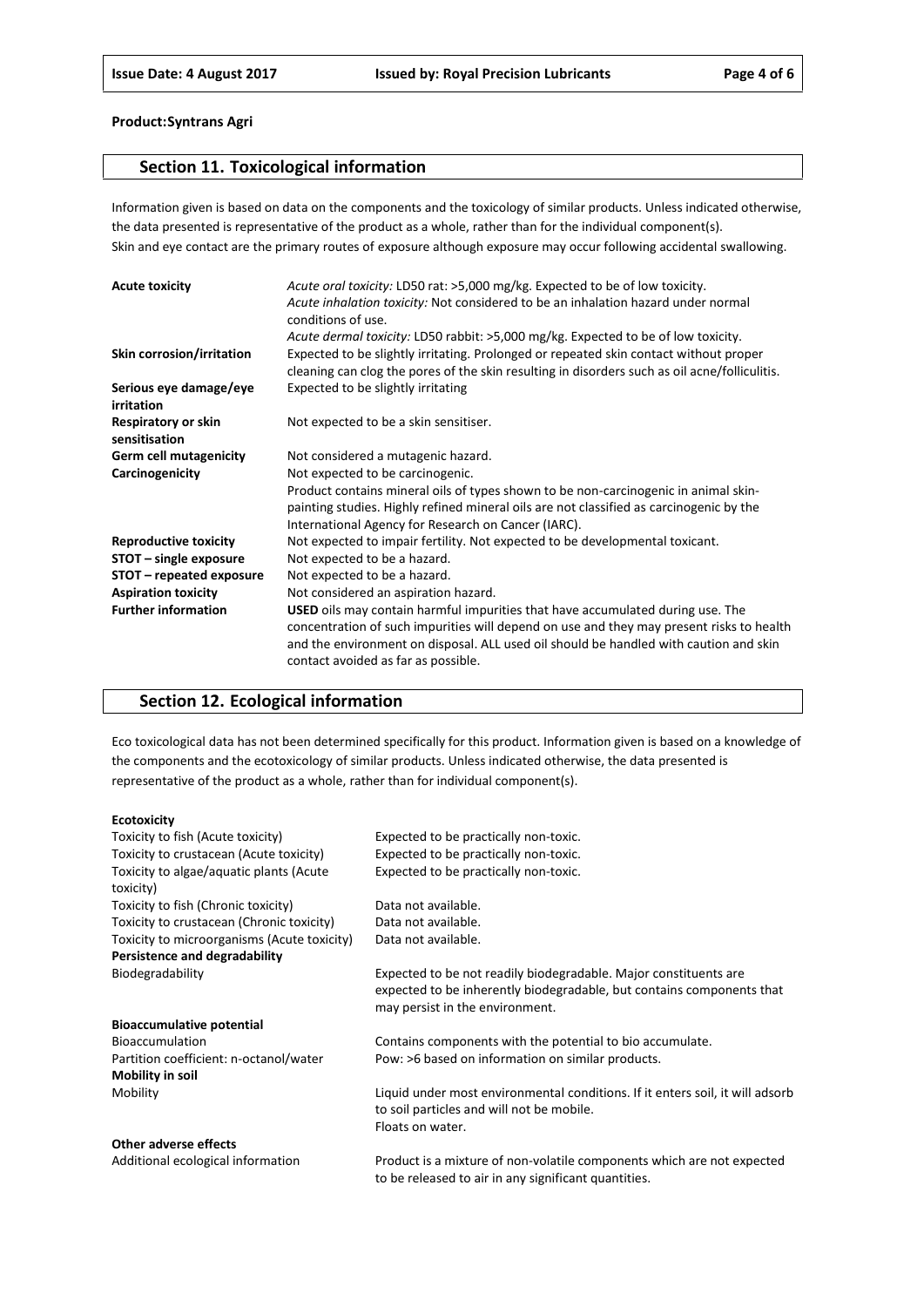**Product:Syntrans Agri**

## Section 11. Toxicological information

Information given is based on data on the components and the toxicology of similar products. Unless indicated otherwise, the data presented is representative of the product as a whole, rather than for the individual component(s).
Skin and eye contact are the primary routes of exposure although exposure may occur following accidental swallowing.

| | |
|---|---|
| **Acute toxicity** | *Acute oral toxicity:* LD50 rat: >5,000 mg/kg. Expected to be of low toxicity.<br>*Acute inhalation toxicity:* Not considered to be an inhalation hazard under normal conditions of use.<br>*Acute dermal toxicity:* LD50 rabbit: >5,000 mg/kg. Expected to be of low toxicity. |
| **Skin corrosion/irritation** | Expected to be slightly irritating. Prolonged or repeated skin contact without proper cleaning can clog the pores of the skin resulting in disorders such as oil acne/folliculitis. |
| **Serious eye damage/eye irritation** | Expected to be slightly irritating |
| **Respiratory or skin sensitisation** | Not expected to be a skin sensitiser. |
| **Germ cell mutagenicity** | Not considered a mutagenic hazard. |
| **Carcinogenicity** | Not expected to be carcinogenic.<br>Product contains mineral oils of types shown to be non-carcinogenic in animal skin-painting studies. Highly refined mineral oils are not classified as carcinogenic by the International Agency for Research on Cancer (IARC). |
| **Reproductive toxicity** | Not expected to impair fertility. Not expected to be developmental toxicant. |
| **STOT – single exposure** | Not expected to be a hazard. |
| **STOT – repeated exposure** | Not expected to be a hazard. |
| **Aspiration toxicity** | Not considered an aspiration hazard. |
| **Further information** | **USED** oils may contain harmful impurities that have accumulated during use. The concentration of such impurities will depend on use and they may present risks to health and the environment on disposal. ALL used oil should be handled with caution and skin contact avoided as far as possible. |

## Section 12. Ecological information

Eco toxicological data has not been determined specifically for this product. Information given is based on a knowledge of the components and the ecotoxicology of similar products. Unless indicated otherwise, the data presented is representative of the product as a whole, rather than for individual component(s).

| | |
|---|---|
| **Ecotoxicity** | |
| Toxicity to fish (Acute toxicity) | Expected to be practically non-toxic. |
| Toxicity to crustacean (Acute toxicity) | Expected to be practically non-toxic. |
| Toxicity to algae/aquatic plants (Acute toxicity) | Expected to be practically non-toxic. |
| Toxicity to fish (Chronic toxicity) | Data not available. |
| Toxicity to crustacean (Chronic toxicity) | Data not available. |
| Toxicity to microorganisms (Acute toxicity) | Data not available. |
| **Persistence and degradability** | |
| Biodegradability | Expected to be not readily biodegradable. Major constituents are expected to be inherently biodegradable, but contains components that may persist in the environment. |
| **Bioaccumulative potential** | |
| Bioaccumulation | Contains components with the potential to bio accumulate. |
| Partition coefficient: n-octanol/water | Pow: >6 based on information on similar products. |
| **Mobility in soil** | |
| Mobility | Liquid under most environmental conditions. If it enters soil, it will adsorb to soil particles and will not be mobile.<br>Floats on water. |
| **Other adverse effects** | |
| Additional ecological information | Product is a mixture of non-volatile components which are not expected to be released to air in any significant quantities. |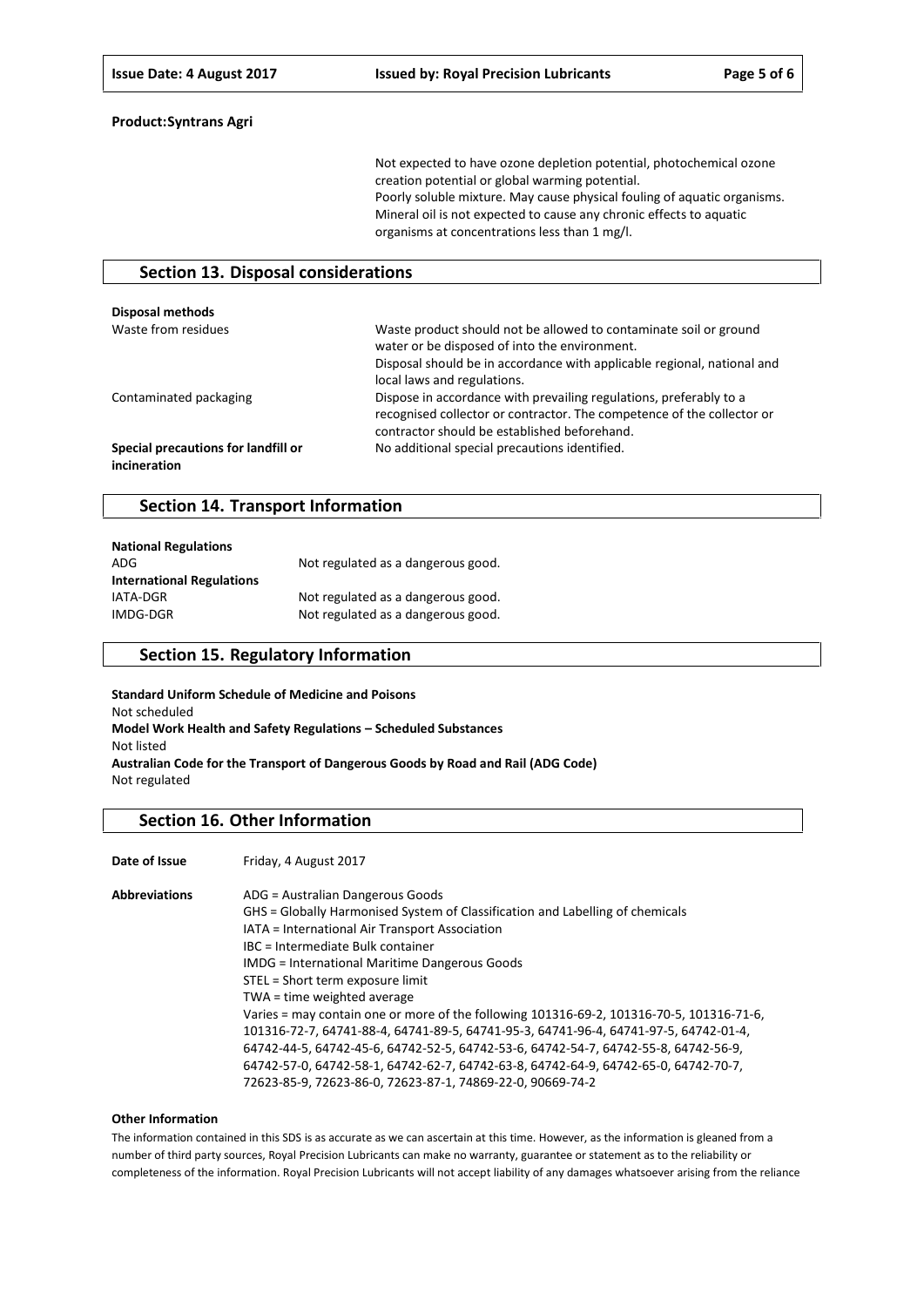**Product:Syntrans Agri**

Not expected to have ozone depletion potential, photochemical ozone creation potential or global warming potential.
Poorly soluble mixture. May cause physical fouling of aquatic organisms.
Mineral oil is not expected to cause any chronic effects to aquatic organisms at concentrations less than 1 mg/l.

## Section 13. Disposal considerations

**Disposal methods**

| | |
|---|---|
| Waste from residues | Waste product should not be allowed to contaminate soil or ground water or be disposed of into the environment. Disposal should be in accordance with applicable regional, national and local laws and regulations. |
| Contaminated packaging | Dispose in accordance with prevailing regulations, preferably to a recognised collector or contractor. The competence of the collector or contractor should be established beforehand. |
| **Special precautions for landfill or incineration** | No additional special precautions identified. |

## Section 14. Transport Information

**National Regulations**

| | |
|---|---|
| ADG | Not regulated as a dangerous good. |

**International Regulations**

| | |
|---|---|
| IATA-DGR | Not regulated as a dangerous good. |
| IMDG-DGR | Not regulated as a dangerous good. |

## Section 15. Regulatory Information

**Standard Uniform Schedule of Medicine and Poisons**
Not scheduled
**Model Work Health and Safety Regulations – Scheduled Substances**
Not listed
**Australian Code for the Transport of Dangerous Goods by Road and Rail (ADG Code)**
Not regulated

## Section 16. Other Information

**Date of Issue** Friday, 4 August 2017

**Abbreviations**
ADG = Australian Dangerous Goods
GHS = Globally Harmonised System of Classification and Labelling of chemicals
IATA = International Air Transport Association
IBC = Intermediate Bulk container
IMDG = International Maritime Dangerous Goods
STEL = Short term exposure limit
TWA = time weighted average
Varies = may contain one or more of the following 101316-69-2, 101316-70-5, 101316-71-6, 101316-72-7, 64741-88-4, 64741-89-5, 64741-95-3, 64741-96-4, 64741-97-5, 64742-01-4, 64742-44-5, 64742-45-6, 64742-52-5, 64742-53-6, 64742-54-7, 64742-55-8, 64742-56-9, 64742-57-0, 64742-58-1, 64742-62-7, 64742-63-8, 64742-64-9, 64742-65-0, 64742-70-7, 72623-85-9, 72623-86-0, 72623-87-1, 74869-22-0, 90669-74-2

**Other Information**

The information contained in this SDS is as accurate as we can ascertain at this time. However, as the information is gleaned from a number of third party sources, Royal Precision Lubricants can make no warranty, guarantee or statement as to the reliability or completeness of the information. Royal Precision Lubricants will not accept liability of any damages whatsoever arising from the reliance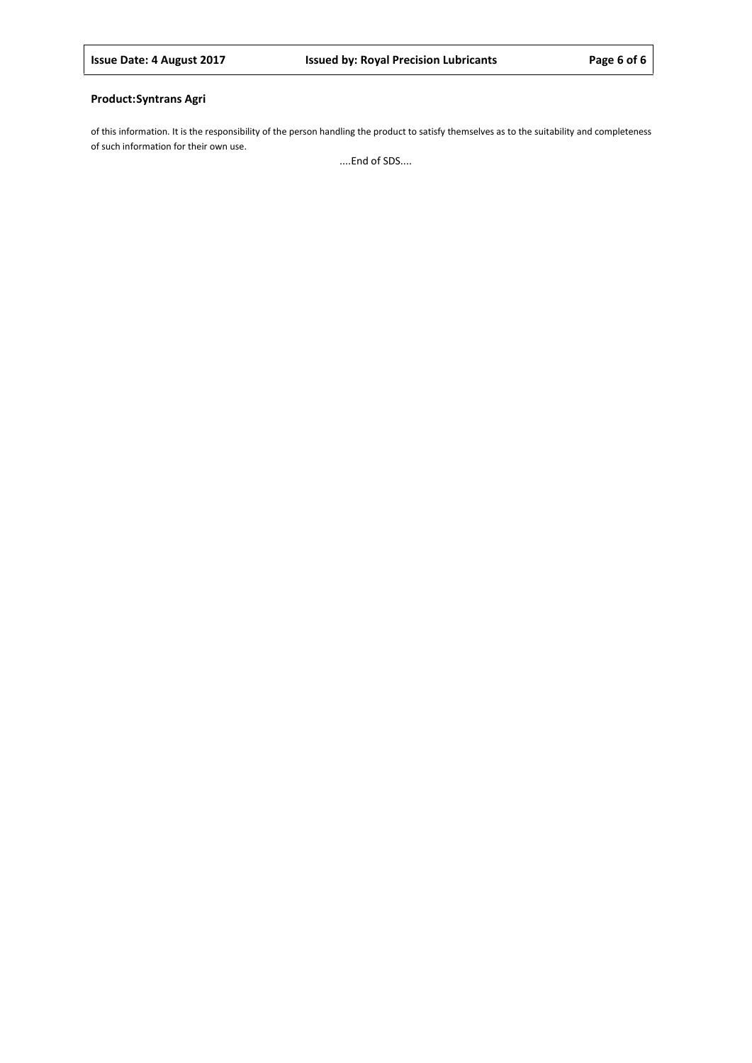**Product:Syntrans Agri**

of this information. It is the responsibility of the person handling the product to satisfy themselves as to the suitability and completeness of such information for their own use.

....End of SDS....